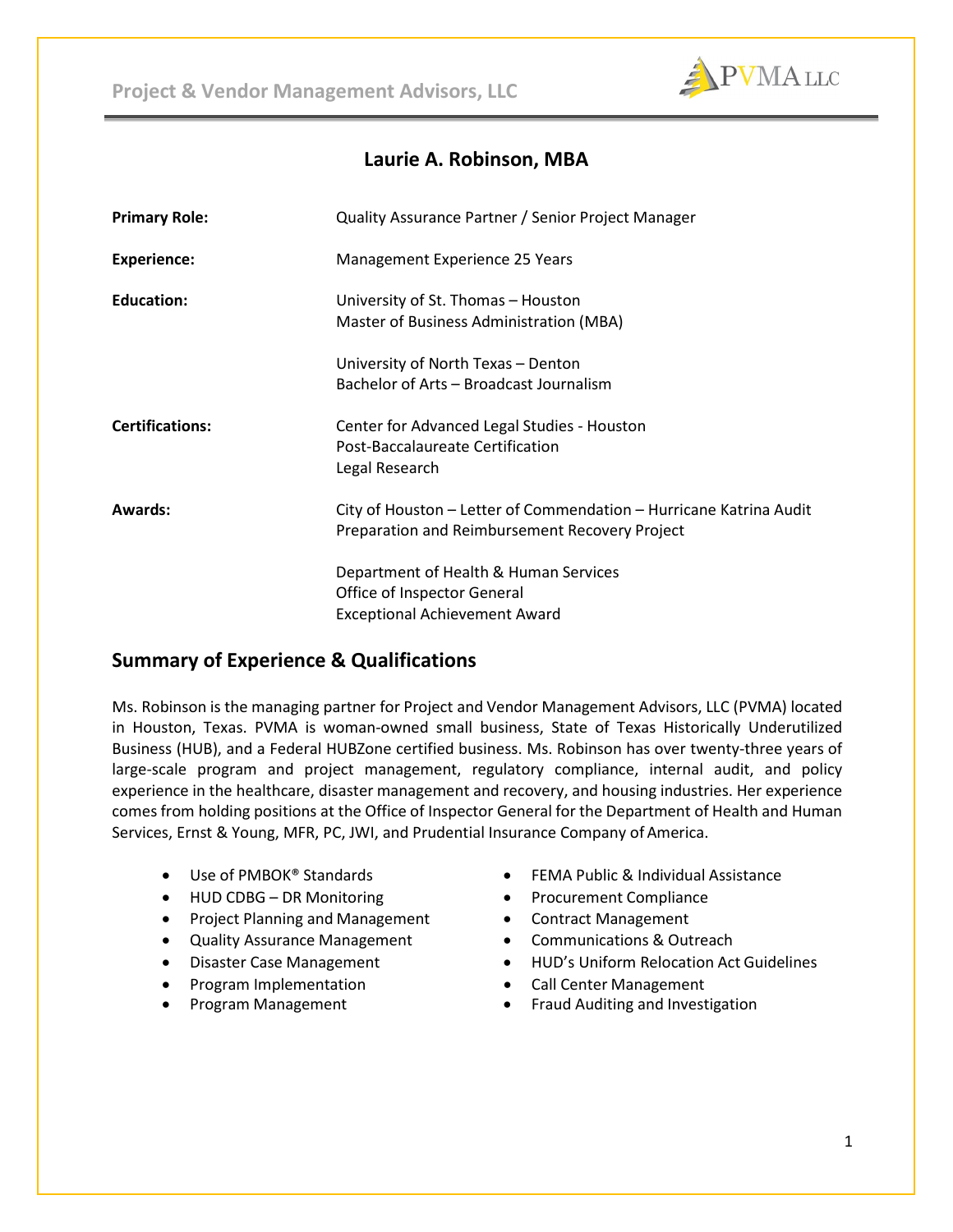# Laurie A. Robinson, MBA

**Primary Role:** Quality Assurance Partner / Senior Project Manager

**Experience:** Management Experience 25 Years

**Education:**
University of St. Thomas – Houston
Master of Business Administration (MBA)

University of North Texas – Denton
Bachelor of Arts – Broadcast Journalism

**Certifications:**
Center for Advanced Legal Studies - Houston
Post-Baccalaureate Certification
Legal Research

**Awards:**
City of Houston – Letter of Commendation – Hurricane Katrina Audit Preparation and Reimbursement Recovery Project

Department of Health & Human Services
Office of Inspector General
Exceptional Achievement Award

## Summary of Experience & Qualifications

Ms. Robinson is the managing partner for Project and Vendor Management Advisors, LLC (PVMA) located in Houston, Texas. PVMA is woman-owned small business, State of Texas Historically Underutilized Business (HUB), and a Federal HUBZone certified business. Ms. Robinson has over twenty-three years of large-scale program and project management, regulatory compliance, internal audit, and policy experience in the healthcare, disaster management and recovery, and housing industries. Her experience comes from holding positions at the Office of Inspector General for the Department of Health and Human Services, Ernst & Young, MFR, PC, JWI, and Prudential Insurance Company of America.

- Use of PMBOK® Standards
- HUD CDBG – DR Monitoring
- Project Planning and Management
- Quality Assurance Management
- Disaster Case Management
- Program Implementation
- Program Management
- FEMA Public & Individual Assistance
- Procurement Compliance
- Contract Management
- Communications & Outreach
- HUD's Uniform Relocation Act Guidelines
- Call Center Management
- Fraud Auditing and Investigation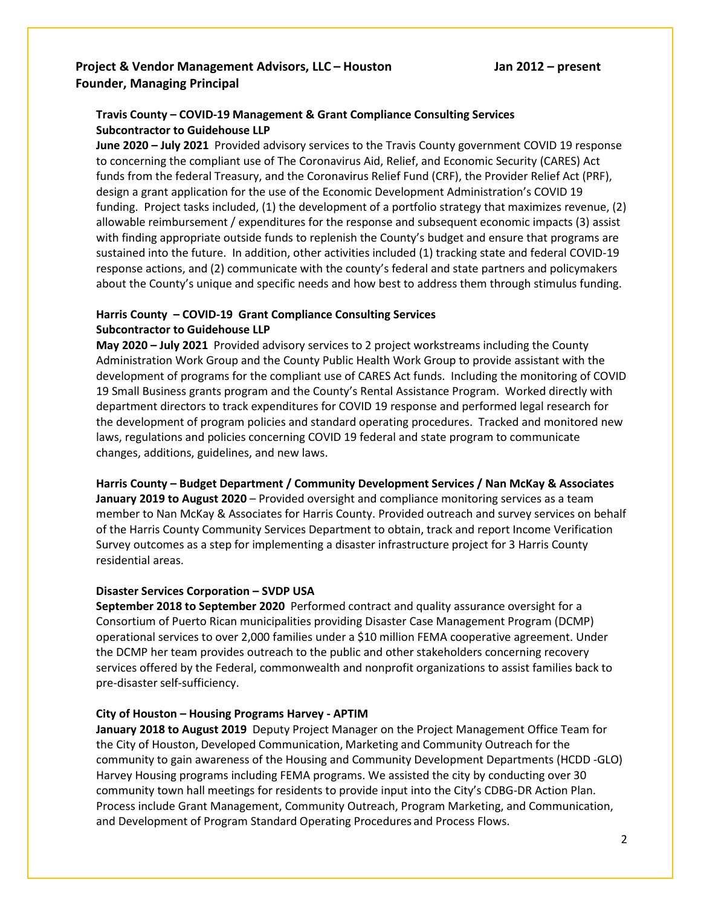**Project & Vendor Management Advisors, LLC – Houston** **Jan 2012 – present**
**Founder, Managing Principal**

**Travis County – COVID-19 Management & Grant Compliance Consulting Services**
**Subcontractor to Guidehouse LLP**
**June 2020 – July 2021** Provided advisory services to the Travis County government COVID 19 response to concerning the compliant use of The Coronavirus Aid, Relief, and Economic Security (CARES) Act funds from the federal Treasury, and the Coronavirus Relief Fund (CRF), the Provider Relief Act (PRF), design a grant application for the use of the Economic Development Administration's COVID 19 funding. Project tasks included, (1) the development of a portfolio strategy that maximizes revenue, (2) allowable reimbursement / expenditures for the response and subsequent economic impacts (3) assist with finding appropriate outside funds to replenish the County's budget and ensure that programs are sustained into the future. In addition, other activities included (1) tracking state and federal COVID-19 response actions, and (2) communicate with the county's federal and state partners and policymakers about the County's unique and specific needs and how best to address them through stimulus funding.

**Harris County – COVID-19 Grant Compliance Consulting Services**
**Subcontractor to Guidehouse LLP**
**May 2020 – July 2021** Provided advisory services to 2 project workstreams including the County Administration Work Group and the County Public Health Work Group to provide assistant with the development of programs for the compliant use of CARES Act funds. Including the monitoring of COVID 19 Small Business grants program and the County's Rental Assistance Program. Worked directly with department directors to track expenditures for COVID 19 response and performed legal research for the development of program policies and standard operating procedures. Tracked and monitored new laws, regulations and policies concerning COVID 19 federal and state program to communicate changes, additions, guidelines, and new laws.

**Harris County – Budget Department / Community Development Services / Nan McKay & Associates**
**January 2019 to August 2020** – Provided oversight and compliance monitoring services as a team member to Nan McKay & Associates for Harris County. Provided outreach and survey services on behalf of the Harris County Community Services Department to obtain, track and report Income Verification Survey outcomes as a step for implementing a disaster infrastructure project for 3 Harris County residential areas.

**Disaster Services Corporation – SVDP USA**
**September 2018 to September 2020** Performed contract and quality assurance oversight for a Consortium of Puerto Rican municipalities providing Disaster Case Management Program (DCMP) operational services to over 2,000 families under a $10 million FEMA cooperative agreement. Under the DCMP her team provides outreach to the public and other stakeholders concerning recovery services offered by the Federal, commonwealth and nonprofit organizations to assist families back to pre-disaster self-sufficiency.

**City of Houston – Housing Programs Harvey - APTIM**
**January 2018 to August 2019** Deputy Project Manager on the Project Management Office Team for the City of Houston, Developed Communication, Marketing and Community Outreach for the community to gain awareness of the Housing and Community Development Departments (HCDD -GLO) Harvey Housing programs including FEMA programs. We assisted the city by conducting over 30 community town hall meetings for residents to provide input into the City's CDBG-DR Action Plan. Process include Grant Management, Community Outreach, Program Marketing, and Communication, and Development of Program Standard Operating Procedures and Process Flows.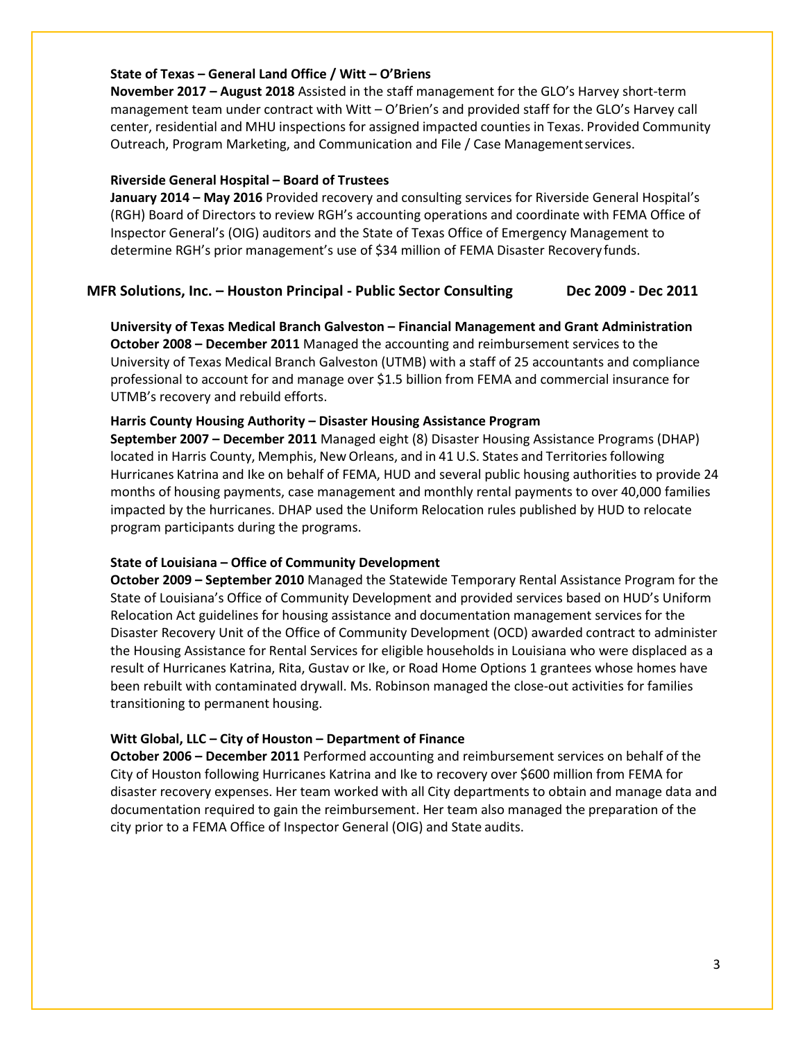**State of Texas – General Land Office / Witt – O'Briens**
**November 2017 – August 2018** Assisted in the staff management for the GLO's Harvey short-term management team under contract with Witt – O'Brien's and provided staff for the GLO's Harvey call center, residential and MHU inspections for assigned impacted counties in Texas. Provided Community Outreach, Program Marketing, and Communication and File / Case Management services.

**Riverside General Hospital – Board of Trustees**
**January 2014 – May 2016** Provided recovery and consulting services for Riverside General Hospital's (RGH) Board of Directors to review RGH's accounting operations and coordinate with FEMA Office of Inspector General's (OIG) auditors and the State of Texas Office of Emergency Management to determine RGH's prior management's use of $34 million of FEMA Disaster Recovery funds.

## MFR Solutions, Inc. – Houston Principal - Public Sector Consulting Dec 2009 - Dec 2011

**University of Texas Medical Branch Galveston – Financial Management and Grant Administration**
**October 2008 – December 2011** Managed the accounting and reimbursement services to the University of Texas Medical Branch Galveston (UTMB) with a staff of 25 accountants and compliance professional to account for and manage over $1.5 billion from FEMA and commercial insurance for UTMB's recovery and rebuild efforts.

**Harris County Housing Authority – Disaster Housing Assistance Program**
**September 2007 – December 2011** Managed eight (8) Disaster Housing Assistance Programs (DHAP) located in Harris County, Memphis, New Orleans, and in 41 U.S. States and Territories following Hurricanes Katrina and Ike on behalf of FEMA, HUD and several public housing authorities to provide 24 months of housing payments, case management and monthly rental payments to over 40,000 families impacted by the hurricanes. DHAP used the Uniform Relocation rules published by HUD to relocate program participants during the programs.

**State of Louisiana – Office of Community Development**
**October 2009 – September 2010** Managed the Statewide Temporary Rental Assistance Program for the State of Louisiana's Office of Community Development and provided services based on HUD's Uniform Relocation Act guidelines for housing assistance and documentation management services for the Disaster Recovery Unit of the Office of Community Development (OCD) awarded contract to administer the Housing Assistance for Rental Services for eligible households in Louisiana who were displaced as a result of Hurricanes Katrina, Rita, Gustav or Ike, or Road Home Options 1 grantees whose homes have been rebuilt with contaminated drywall. Ms. Robinson managed the close-out activities for families transitioning to permanent housing.

**Witt Global, LLC – City of Houston – Department of Finance**
**October 2006 – December 2011** Performed accounting and reimbursement services on behalf of the City of Houston following Hurricanes Katrina and Ike to recovery over $600 million from FEMA for disaster recovery expenses. Her team worked with all City departments to obtain and manage data and documentation required to gain the reimbursement. Her team also managed the preparation of the city prior to a FEMA Office of Inspector General (OIG) and State audits.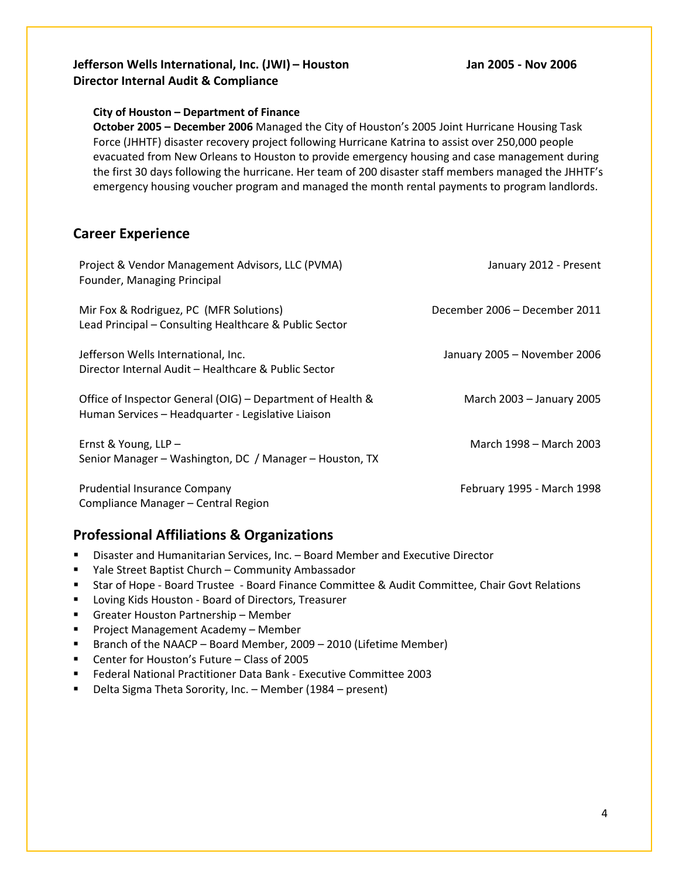**Jefferson Wells International, Inc. (JWI) – Houston** **Jan 2005 - Nov 2006**
**Director Internal Audit & Compliance**

**City of Houston – Department of Finance**
**October 2005 – December 2006** Managed the City of Houston's 2005 Joint Hurricane Housing Task Force (JHHTF) disaster recovery project following Hurricane Katrina to assist over 250,000 people evacuated from New Orleans to Houston to provide emergency housing and case management during the first 30 days following the hurricane. Her team of 200 disaster staff members managed the JHHTF's emergency housing voucher program and managed the month rental payments to program landlords.

## Career Experience

| | |
|---|---|
| Project & Vendor Management Advisors, LLC (PVMA)<br>Founder, Managing Principal | January 2012 - Present |
| Mir Fox & Rodriguez, PC (MFR Solutions)<br>Lead Principal – Consulting Healthcare & Public Sector | December 2006 – December 2011 |
| Jefferson Wells International, Inc.<br>Director Internal Audit – Healthcare & Public Sector | January 2005 – November 2006 |
| Office of Inspector General (OIG) – Department of Health & Human Services – Headquarter - Legislative Liaison | March 2003 – January 2005 |
| Ernst & Young, LLP –<br>Senior Manager – Washington, DC / Manager – Houston, TX | March 1998 – March 2003 |
| Prudential Insurance Company<br>Compliance Manager – Central Region | February 1995 - March 1998 |

## Professional Affiliations & Organizations

- Disaster and Humanitarian Services, Inc. – Board Member and Executive Director
- Yale Street Baptist Church – Community Ambassador
- Star of Hope - Board Trustee - Board Finance Committee & Audit Committee, Chair Govt Relations
- Loving Kids Houston - Board of Directors, Treasurer
- Greater Houston Partnership – Member
- Project Management Academy – Member
- Branch of the NAACP – Board Member, 2009 – 2010 (Lifetime Member)
- Center for Houston's Future – Class of 2005
- Federal National Practitioner Data Bank - Executive Committee 2003
- Delta Sigma Theta Sorority, Inc. – Member (1984 – present)